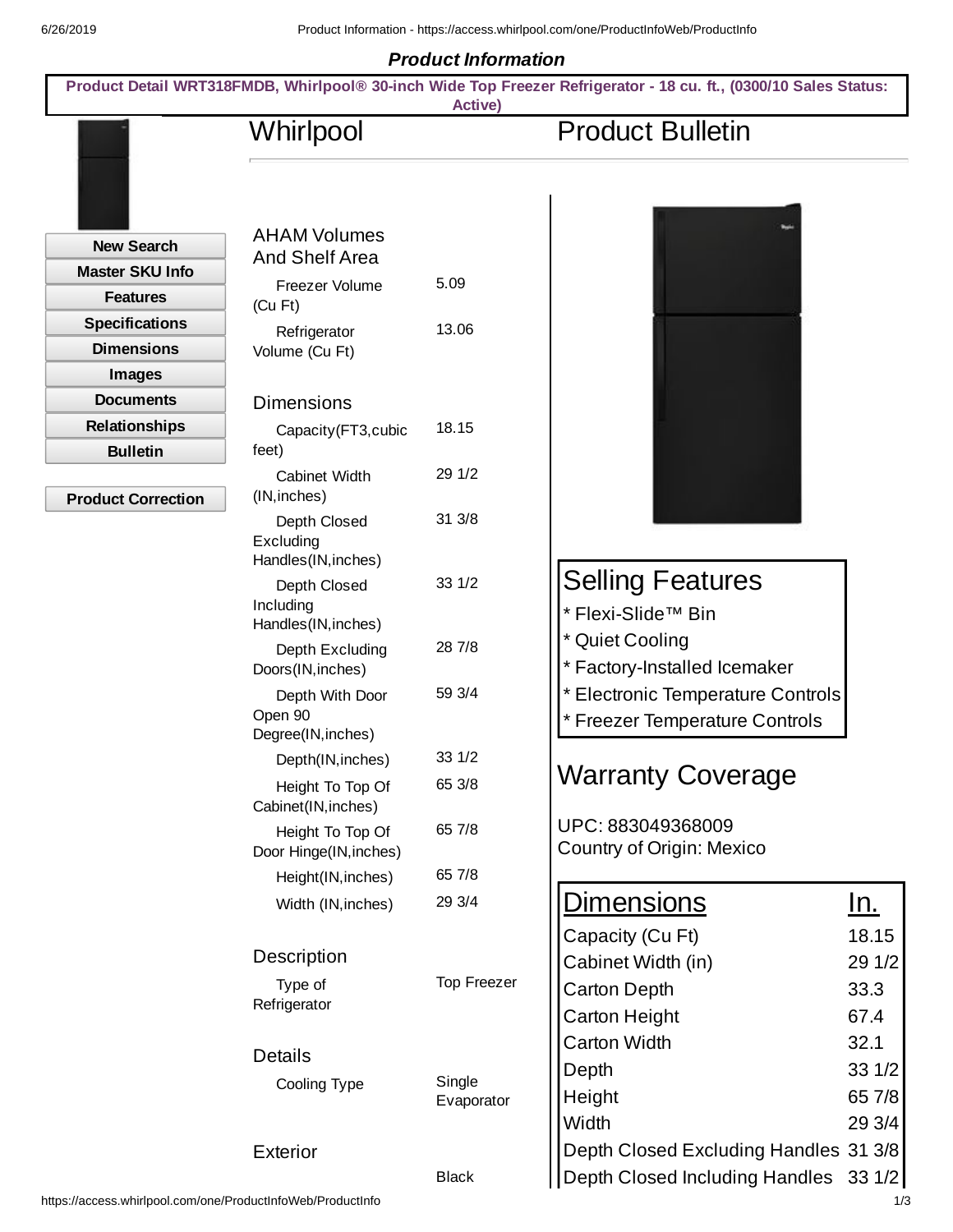## Product Information

**Product Detail WRT318FMDB, Whirlpool® 30-inch Wide Top Freezer Refrigerator - 18 cu. ft., (0300/10 Sales Status: Active)**

- New Search
- Master SKU Info
- Features
- Specifications
- Dimensions
- Images
- Documents
- Relationships
- Bulletin

- Product Correction

# Whirlpool

### AHAM Volumes And Shelf Area

| | |
|---|---|
| Freezer Volume (Cu Ft) | 5.09 |
| Refrigerator Volume (Cu Ft) | 13.06 |

### Dimensions

| | |
|---|---|
| Capacity(FT3,cubic feet) | 18.15 |
| Cabinet Width (IN,inches) | 29 1/2 |
| Depth Closed Excluding Handles(IN,inches) | 31 3/8 |
| Depth Closed Including Handles(IN,inches) | 33 1/2 |
| Depth Excluding Doors(IN,inches) | 28 7/8 |
| Depth With Door Open 90 Degree(IN,inches) | 59 3/4 |
| Depth(IN,inches) | 33 1/2 |
| Height To Top Of Cabinet(IN,inches) | 65 3/8 |
| Height To Top Of Door Hinge(IN,inches) | 65 7/8 |
| Height(IN,inches) | 65 7/8 |
| Width (IN,inches) | 29 3/4 |

### Description

| | |
|---|---|
| Type of Refrigerator | Top Freezer |

### Details

| | |
|---|---|
| Cooling Type | Single Evaporator |

### Exterior

| | |
|---|---|
| | Black |

# Product Bulletin

## Selling Features

* Flexi-Slide™ Bin
* Quiet Cooling
* Factory-Installed Icemaker
* Electronic Temperature Controls
* Freezer Temperature Controls

## Warranty Coverage

UPC: 883049368009
Country of Origin: Mexico

| Dimensions | In. |
|---|---|
| Capacity (Cu Ft) | 18.15 |
| Cabinet Width (in) | 29 1/2 |
| Carton Depth | 33.3 |
| Carton Height | 67.4 |
| Carton Width | 32.1 |
| Depth | 33 1/2 |
| Height | 65 7/8 |
| Width | 29 3/4 |
| Depth Closed Excluding Handles | 31 3/8 |
| Depth Closed Including Handles | 33 1/2 |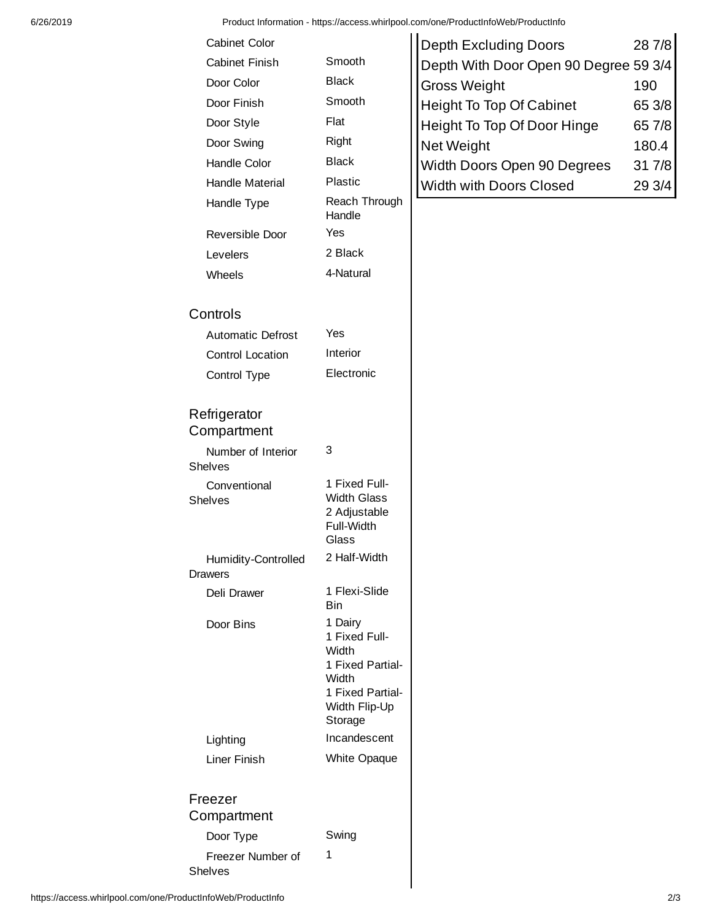| | |
|---|---|
| Cabinet Color | |
| Cabinet Finish | Smooth |
| Door Color | Black |
| Door Finish | Smooth |
| Door Style | Flat |
| Door Swing | Right |
| Handle Color | Black |
| Handle Material | Plastic |
| Handle Type | Reach Through Handle |
| Reversible Door | Yes |
| Levelers | 2 Black |
| Wheels | 4-Natural |

## Controls

| | |
|---|---|
| Automatic Defrost | Yes |
| Control Location | Interior |
| Control Type | Electronic |

## Refrigerator Compartment

| | |
|---|---|
| Number of Interior Shelves | 3 |
| Conventional Shelves | 1 Fixed Full-Width Glass<br>2 Adjustable Full-Width Glass |
| Humidity-Controlled Drawers | 2 Half-Width |
| Deli Drawer | 1 Flexi-Slide Bin |
| Door Bins | 1 Dairy<br>1 Fixed Full-Width<br>1 Fixed Partial-Width<br>1 Fixed Partial-Width Flip-Up Storage |
| Lighting | Incandescent |
| Liner Finish | White Opaque |

## Freezer Compartment

| | |
|---|---|
| Door Type | Swing |
| Freezer Number of Shelves | 1 |

| | |
|---|---|
| Depth Excluding Doors | 28 7/8 |
| Depth With Door Open 90 Degree | 59 3/4 |
| Gross Weight | 190 |
| Height To Top Of Cabinet | 65 3/8 |
| Height To Top Of Door Hinge | 65 7/8 |
| Net Weight | 180.4 |
| Width Doors Open 90 Degrees | 31 7/8 |
| Width with Doors Closed | 29 3/4 |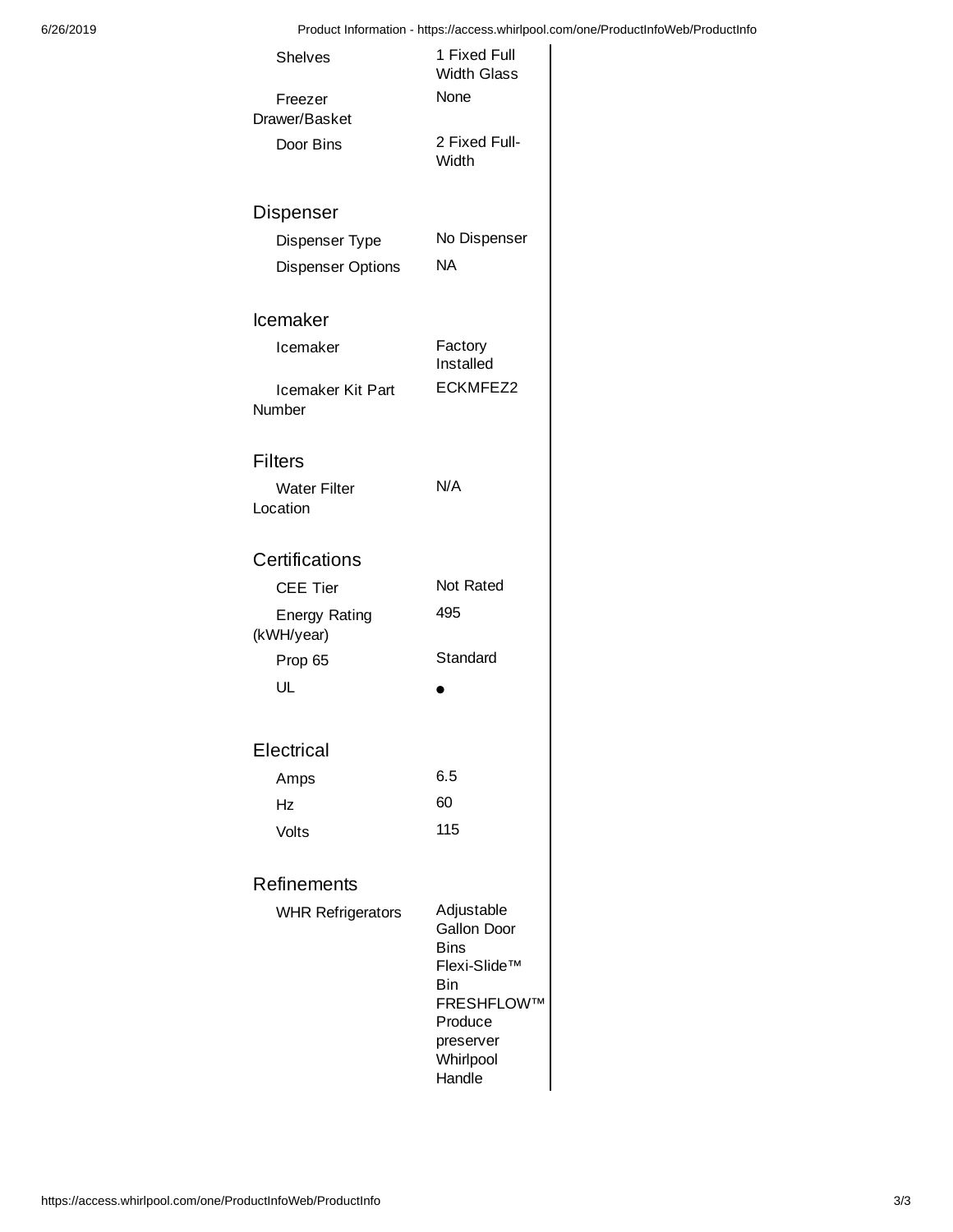| | |
|---|---|
| Shelves | 1 Fixed Full Width Glass |
| Freezer Drawer/Basket | None |
| Door Bins | 2 Fixed Full-Width |

## Dispenser

| | |
|---|---|
| Dispenser Type | No Dispenser |
| Dispenser Options | NA |

## Icemaker

| | |
|---|---|
| Icemaker | Factory Installed |
| Icemaker Kit Part Number | ECKMFEZ2 |

## Filters

| | |
|---|---|
| Water Filter Location | N/A |

## Certifications

| | |
|---|---|
| CEE Tier | Not Rated |
| Energy Rating (kWH/year) | 495 |
| Prop 65 | Standard |
| UL | ● |

## Electrical

| | |
|---|---|
| Amps | 6.5 |
| Hz | 60 |
| Volts | 115 |

## Refinements

| | |
|---|---|
| WHR Refrigerators | Adjustable Gallon Door Bins<br>Flexi-Slide™ Bin<br>FRESHFLOW™ Produce preserver<br>Whirlpool Handle |